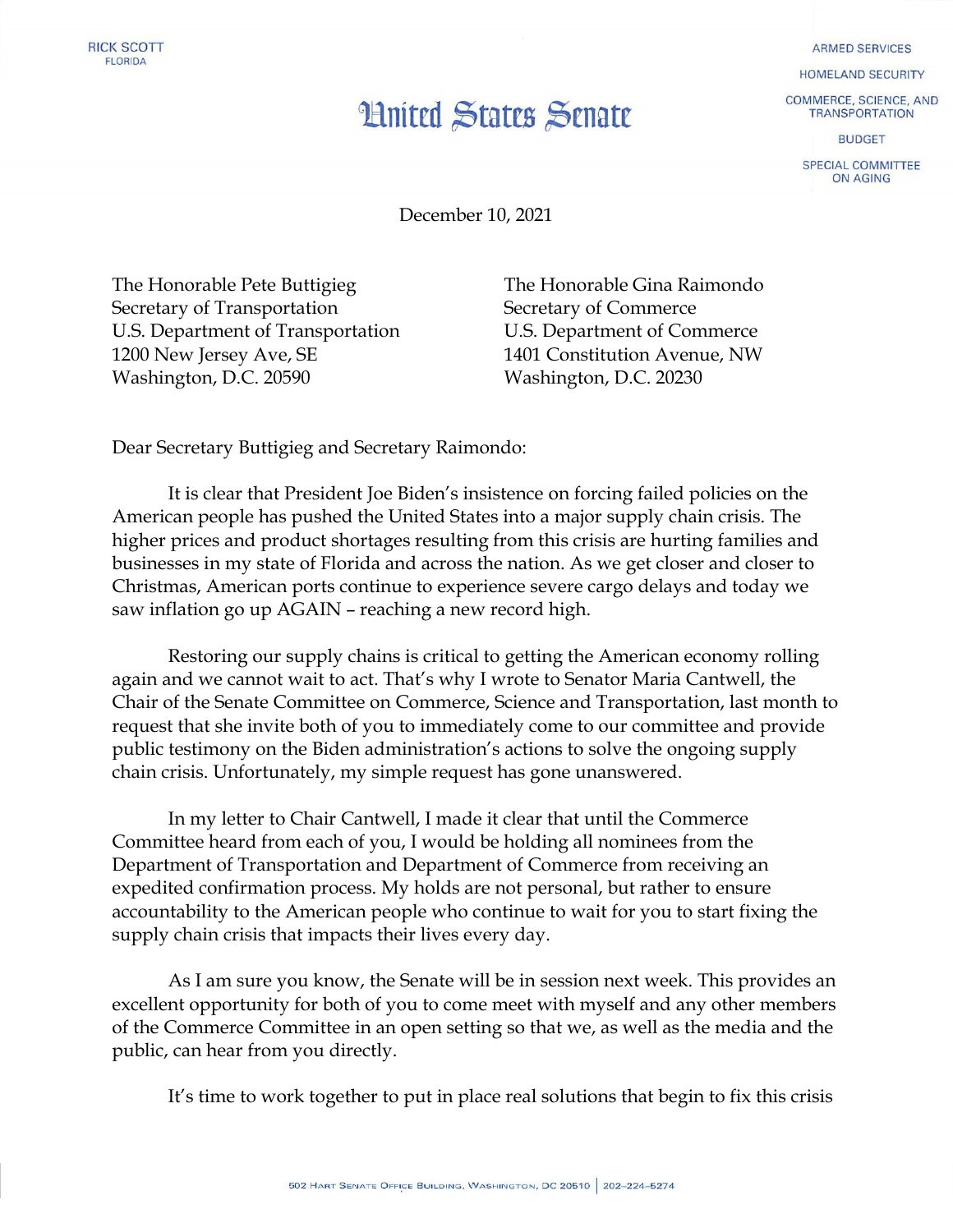RICK SCOTT
FLORIDA

ARMED SERVICES
HOMELAND SECURITY
COMMERCE, SCIENCE, AND TRANSPORTATION
BUDGET
SPECIAL COMMITTEE ON AGING

# United States Senate

December 10, 2021

The Honorable Pete Buttigieg
Secretary of Transportation
U.S. Department of Transportation
1200 New Jersey Ave, SE
Washington, D.C. 20590

The Honorable Gina Raimondo
Secretary of Commerce
U.S. Department of Commerce
1401 Constitution Avenue, NW
Washington, D.C. 20230

Dear Secretary Buttigieg and Secretary Raimondo:

It is clear that President Joe Biden's insistence on forcing failed policies on the American people has pushed the United States into a major supply chain crisis. The higher prices and product shortages resulting from this crisis are hurting families and businesses in my state of Florida and across the nation. As we get closer and closer to Christmas, American ports continue to experience severe cargo delays and today we saw inflation go up AGAIN – reaching a new record high.

Restoring our supply chains is critical to getting the American economy rolling again and we cannot wait to act. That's why I wrote to Senator Maria Cantwell, the Chair of the Senate Committee on Commerce, Science and Transportation, last month to request that she invite both of you to immediately come to our committee and provide public testimony on the Biden administration's actions to solve the ongoing supply chain crisis. Unfortunately, my simple request has gone unanswered.

In my letter to Chair Cantwell, I made it clear that until the Commerce Committee heard from each of you, I would be holding all nominees from the Department of Transportation and Department of Commerce from receiving an expedited confirmation process. My holds are not personal, but rather to ensure accountability to the American people who continue to wait for you to start fixing the supply chain crisis that impacts their lives every day.

As I am sure you know, the Senate will be in session next week. This provides an excellent opportunity for both of you to come meet with myself and any other members of the Commerce Committee in an open setting so that we, as well as the media and the public, can hear from you directly.

It's time to work together to put in place real solutions that begin to fix this crisis

502 Hart Senate Office Building, Washington, DC 20510 | 202-224-5274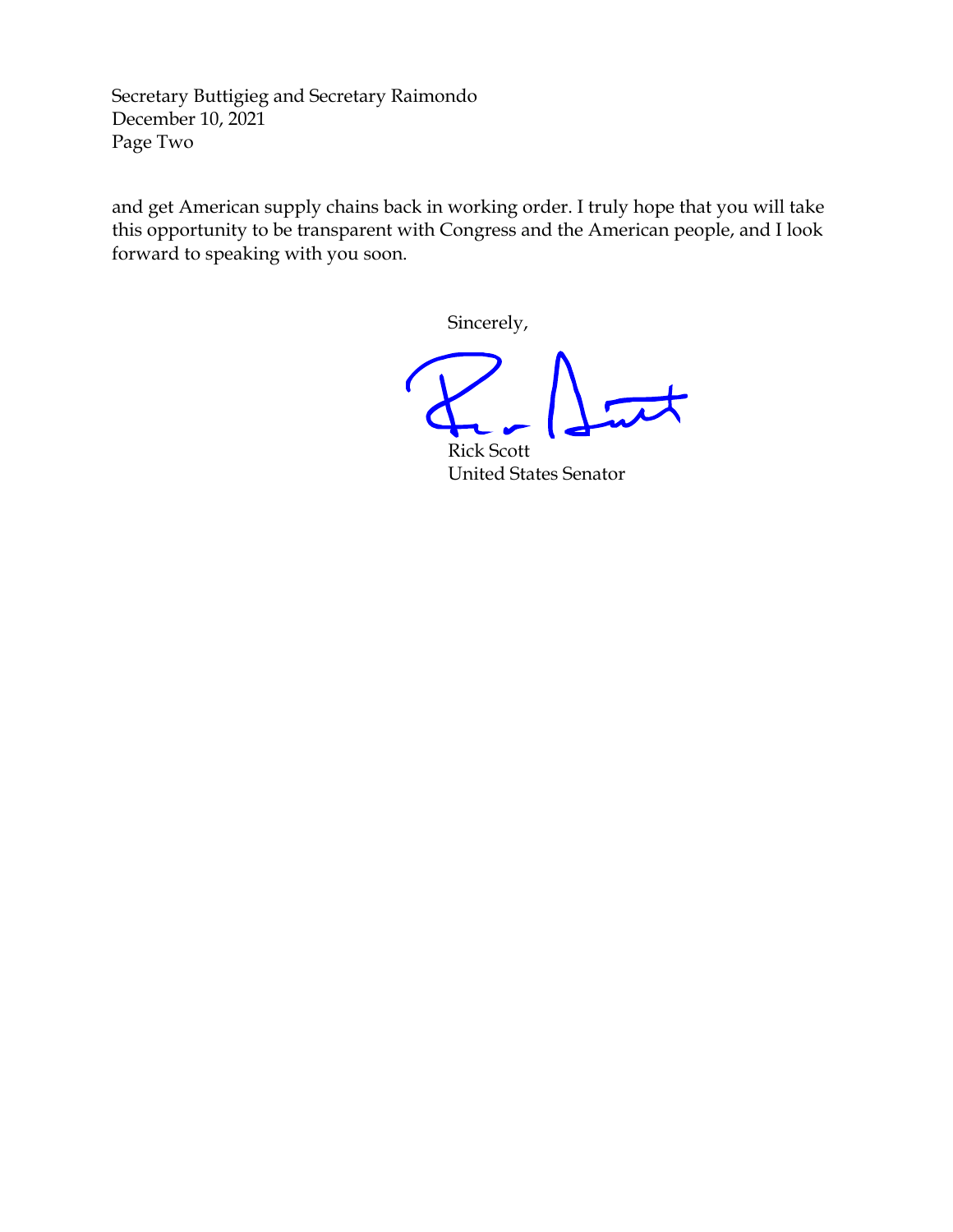and get American supply chains back in working order. I truly hope that you will take this opportunity to be transparent with Congress and the American people, and I look forward to speaking with you soon.

Sincerely,

Rick Scott
United States Senator